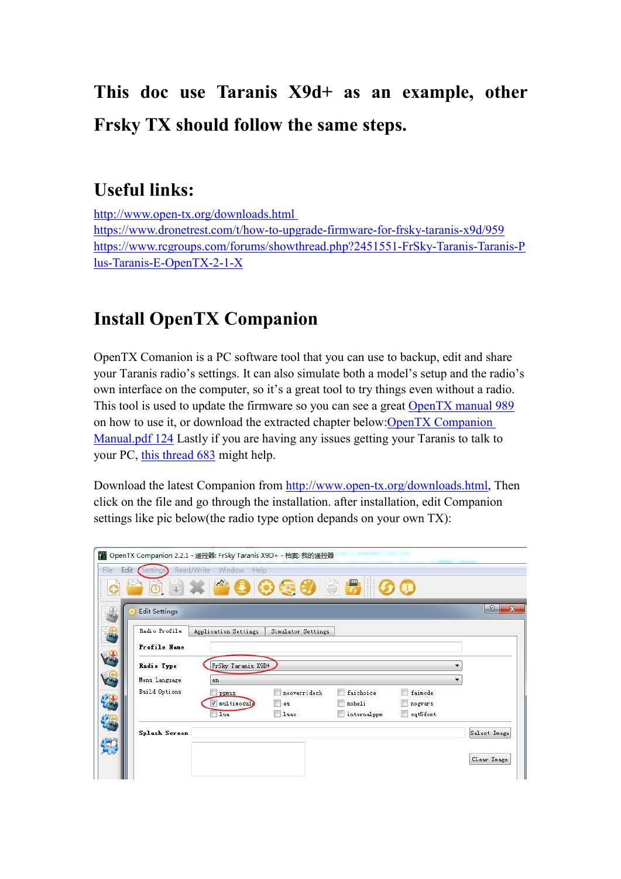# This doc use Taranis X9d+ as an example, other Frsky TX should follow the same steps.

## Useful links:

http://www.open-tx.org/downloads.html
https://www.dronetrest.com/t/how-to-upgrade-firmware-for-frsky-taranis-x9d/959
https://www.rcgroups.com/forums/showthread.php?2451551-FrSky-Taranis-Taranis-Plus-Taranis-E-OpenTX-2-1-X

## Install OpenTX Companion

OpenTX Comanion is a PC software tool that you can use to backup, edit and share your Taranis radio's settings. It can also simulate both a model's setup and the radio's own interface on the computer, so it's a great tool to try things even without a radio. This tool is used to update the firmware so you can see a great OpenTX manual 989 on how to use it, or download the extracted chapter below:OpenTX Companion Manual.pdf 124 Lastly if you are having any issues getting your Taranis to talk to your PC, this thread 683 might help.

Download the latest Companion from http://www.open-tx.org/downloads.html, Then click on the file and go through the installation. after installation, edit Companion settings like pic below(the radio type option depends on your own TX):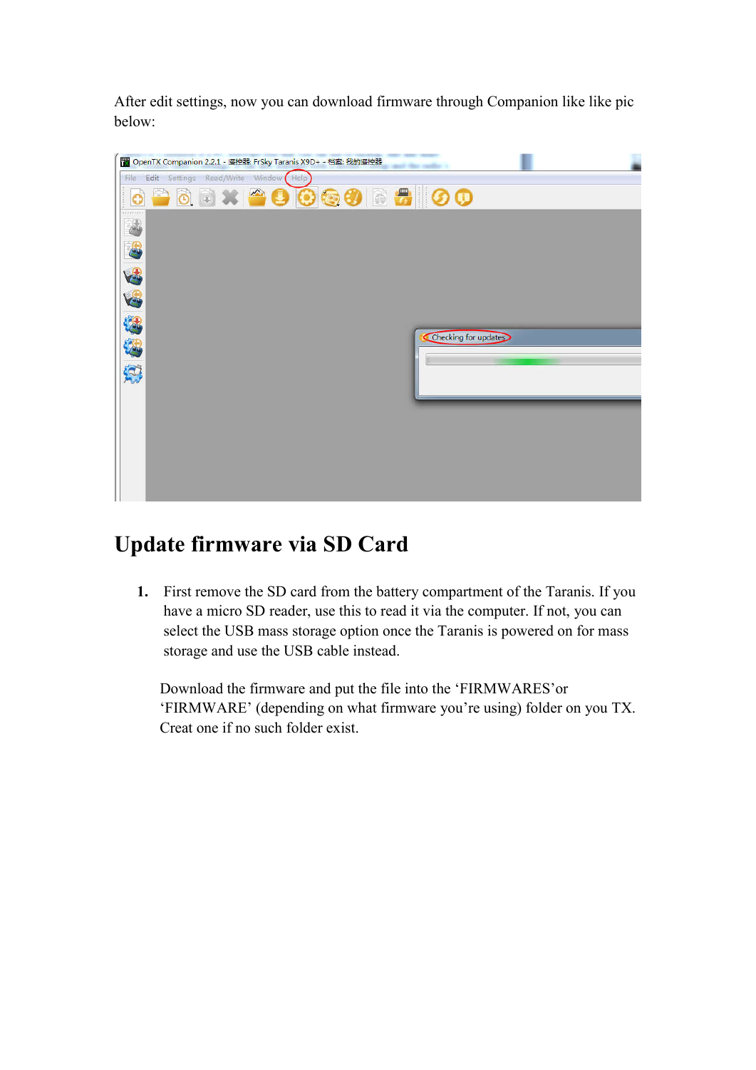After edit settings, now you can download firmware through Companion like like pic below:

## Update firmware via SD Card

1. First remove the SD card from the battery compartment of the Taranis. If you have a micro SD reader, use this to read it via the computer. If not, you can select the USB mass storage option once the Taranis is powered on for mass storage and use the USB cable instead.

   Download the firmware and put the file into the 'FIRMWARES'or 'FIRMWARE' (depending on what firmware you're using) folder on you TX. Creat one if no such folder exist.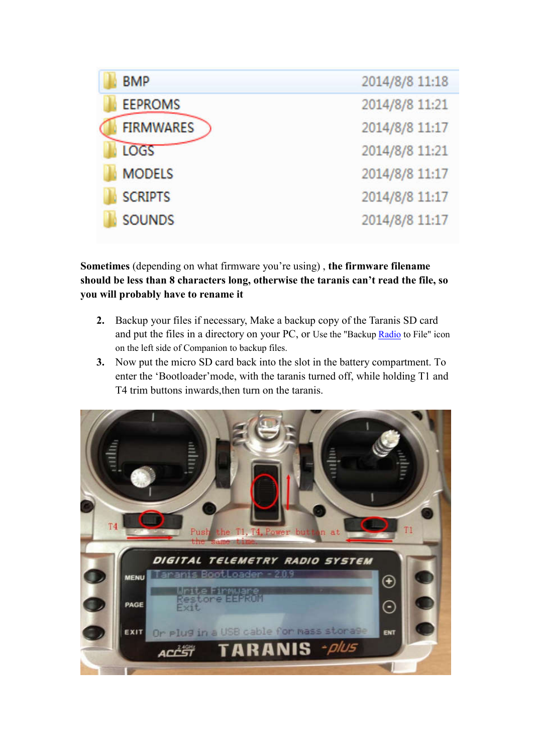**Sometimes** (depending on what firmware you're using) , **the firmware filename should be less than 8 characters long, otherwise the taranis can't read the file, so you will probably have to rename it**

2. Backup your files if necessary, Make a backup copy of the Taranis SD card and put the files in a directory on your PC, or Use the "Backup Radio to File" icon on the left side of Companion to backup files.
3. Now put the micro SD card back into the slot in the battery compartment. To enter the 'Bootloader'mode, with the taranis turned off, while holding T1 and T4 trim buttons inwards,then turn on the taranis.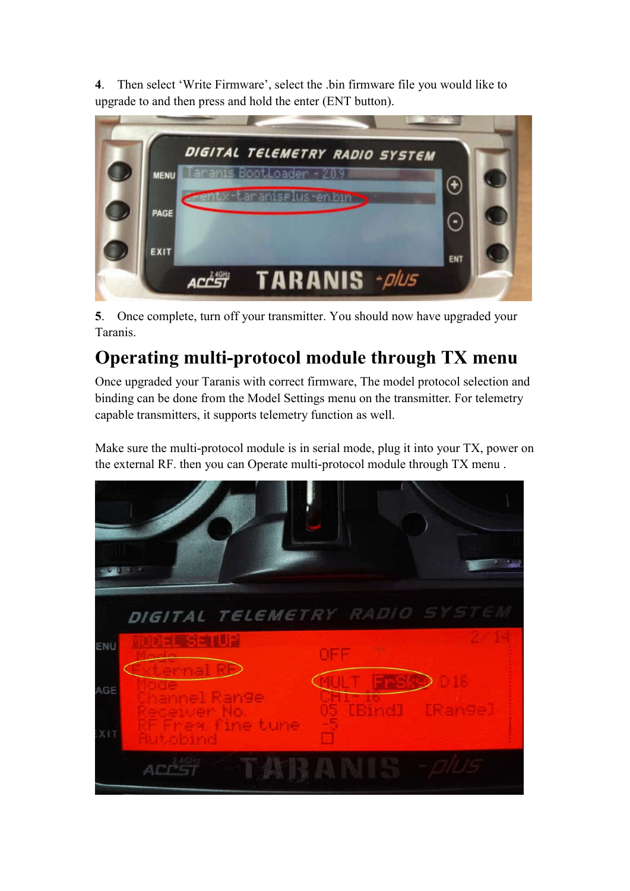**4**. Then select 'Write Firmware', select the .bin firmware file you would like to upgrade to and then press and hold the enter (ENT button).

**5**. Once complete, turn off your transmitter. You should now have upgraded your Taranis.

## Operating multi-protocol module through TX menu

Once upgraded your Taranis with correct firmware, The model protocol selection and binding can be done from the Model Settings menu on the transmitter. For telemetry capable transmitters, it supports telemetry function as well.

Make sure the multi-protocol module is in serial mode, plug it into your TX, power on the external RF. then you can Operate multi-protocol module through TX menu .